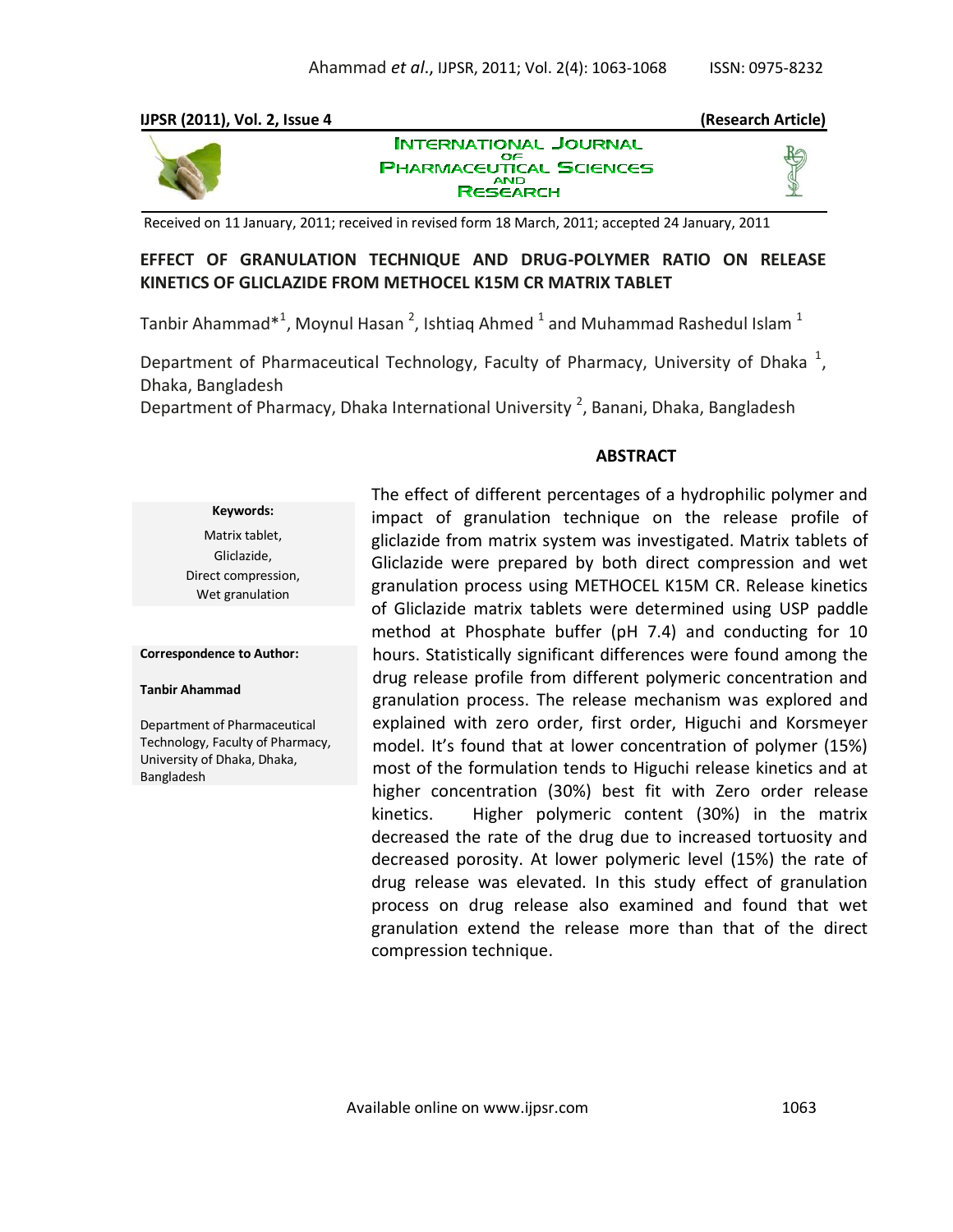**IJPSR (2011), Vol. 2, Issue 4** **(Research Article)**

INTERNATIONAL JOURNAL OF PHARMACEUTICAL SCIENCES AND RESEARCH

Received on 11 January, 2011; received in revised form 18 March, 2011; accepted 24 January, 2011

# EFFECT OF GRANULATION TECHNIQUE AND DRUG-POLYMER RATIO ON RELEASE KINETICS OF GLICLAZIDE FROM METHOCEL K15M CR MATRIX TABLET

Tanbir Ahammad*[1], Moynul Hasan [2], Ishtiaq Ahmed [1] and Muhammad Rashedul Islam [1]

Department of Pharmaceutical Technology, Faculty of Pharmacy, University of Dhaka [1], Dhaka, Bangladesh

Department of Pharmacy, Dhaka International University [2], Banani, Dhaka, Bangladesh

**Keywords:**

Matrix tablet,
Gliclazide,
Direct compression,
Wet granulation

**Correspondence to Author:**

**Tanbir Ahammad**

Department of Pharmaceutical Technology, Faculty of Pharmacy, University of Dhaka, Dhaka, Bangladesh

## ABSTRACT

The effect of different percentages of a hydrophilic polymer and impact of granulation technique on the release profile of gliclazide from matrix system was investigated. Matrix tablets of Gliclazide were prepared by both direct compression and wet granulation process using METHOCEL K15M CR. Release kinetics of Gliclazide matrix tablets were determined using USP paddle method at Phosphate buffer (pH 7.4) and conducting for 10 hours. Statistically significant differences were found among the drug release profile from different polymeric concentration and granulation process. The release mechanism was explored and explained with zero order, first order, Higuchi and Korsmeyer model. It's found that at lower concentration of polymer (15%) most of the formulation tends to Higuchi release kinetics and at higher concentration (30%) best fit with Zero order release kinetics. Higher polymeric content (30%) in the matrix decreased the rate of the drug due to increased tortuosity and decreased porosity. At lower polymeric level (15%) the rate of drug release was elevated. In this study effect of granulation process on drug release also examined and found that wet granulation extend the release more than that of the direct compression technique.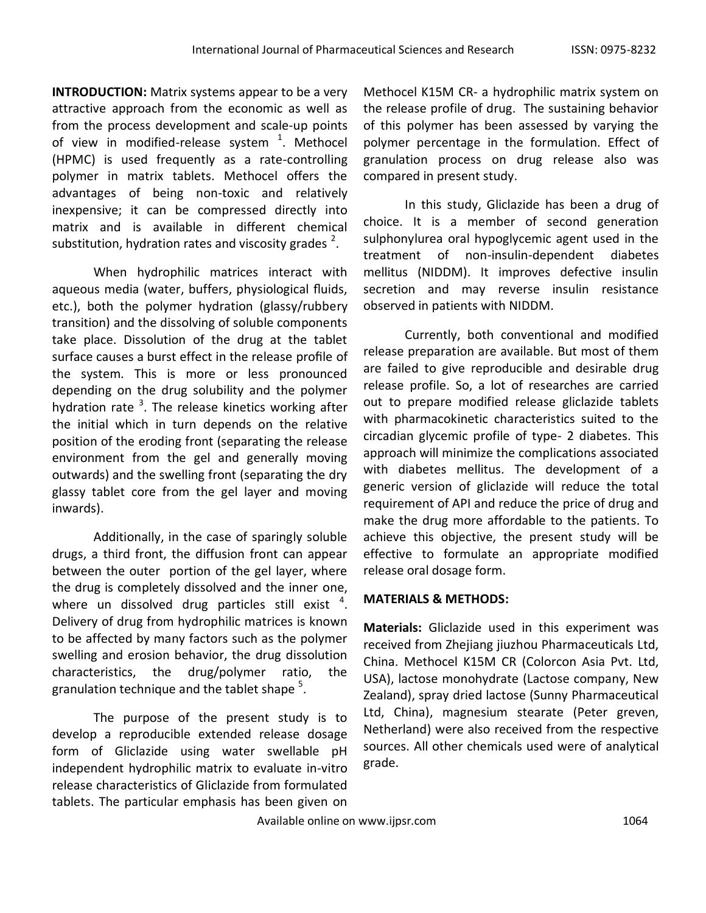**INTRODUCTION:** Matrix systems appear to be a very attractive approach from the economic as well as from the process development and scale-up points of view in modified-release system [1]. Methocel (HPMC) is used frequently as a rate-controlling polymer in matrix tablets. Methocel offers the advantages of being non-toxic and relatively inexpensive; it can be compressed directly into matrix and is available in different chemical substitution, hydration rates and viscosity grades [2].

When hydrophilic matrices interact with aqueous media (water, buffers, physiological fluids, etc.), both the polymer hydration (glassy/rubbery transition) and the dissolving of soluble components take place. Dissolution of the drug at the tablet surface causes a burst effect in the release profile of the system. This is more or less pronounced depending on the drug solubility and the polymer hydration rate [3]. The release kinetics working after the initial which in turn depends on the relative position of the eroding front (separating the release environment from the gel and generally moving outwards) and the swelling front (separating the dry glassy tablet core from the gel layer and moving inwards).

Additionally, in the case of sparingly soluble drugs, a third front, the diffusion front can appear between the outer portion of the gel layer, where the drug is completely dissolved and the inner one, where un dissolved drug particles still exist [4]. Delivery of drug from hydrophilic matrices is known to be affected by many factors such as the polymer swelling and erosion behavior, the drug dissolution characteristics, the drug/polymer ratio, the granulation technique and the tablet shape [5].

The purpose of the present study is to develop a reproducible extended release dosage form of Gliclazide using water swellable pH independent hydrophilic matrix to evaluate in-vitro release characteristics of Gliclazide from formulated tablets. The particular emphasis has been given on Methocel K15M CR- a hydrophilic matrix system on the release profile of drug. The sustaining behavior of this polymer has been assessed by varying the polymer percentage in the formulation. Effect of granulation process on drug release also was compared in present study.

In this study, Gliclazide has been a drug of choice. It is a member of second generation sulphonylurea oral hypoglycemic agent used in the treatment of non-insulin-dependent diabetes mellitus (NIDDM). It improves defective insulin secretion and may reverse insulin resistance observed in patients with NIDDM.

Currently, both conventional and modified release preparation are available. But most of them are failed to give reproducible and desirable drug release profile. So, a lot of researches are carried out to prepare modified release gliclazide tablets with pharmacokinetic characteristics suited to the circadian glycemic profile of type- 2 diabetes. This approach will minimize the complications associated with diabetes mellitus. The development of a generic version of gliclazide will reduce the total requirement of API and reduce the price of drug and make the drug more affordable to the patients. To achieve this objective, the present study will be effective to formulate an appropriate modified release oral dosage form.

## MATERIALS & METHODS:

**Materials:** Gliclazide used in this experiment was received from Zhejiang jiuzhou Pharmaceuticals Ltd, China. Methocel K15M CR (Colorcon Asia Pvt. Ltd, USA), lactose monohydrate (Lactose company, New Zealand), spray dried lactose (Sunny Pharmaceutical Ltd, China), magnesium stearate (Peter greven, Netherland) were also received from the respective sources. All other chemicals used were of analytical grade.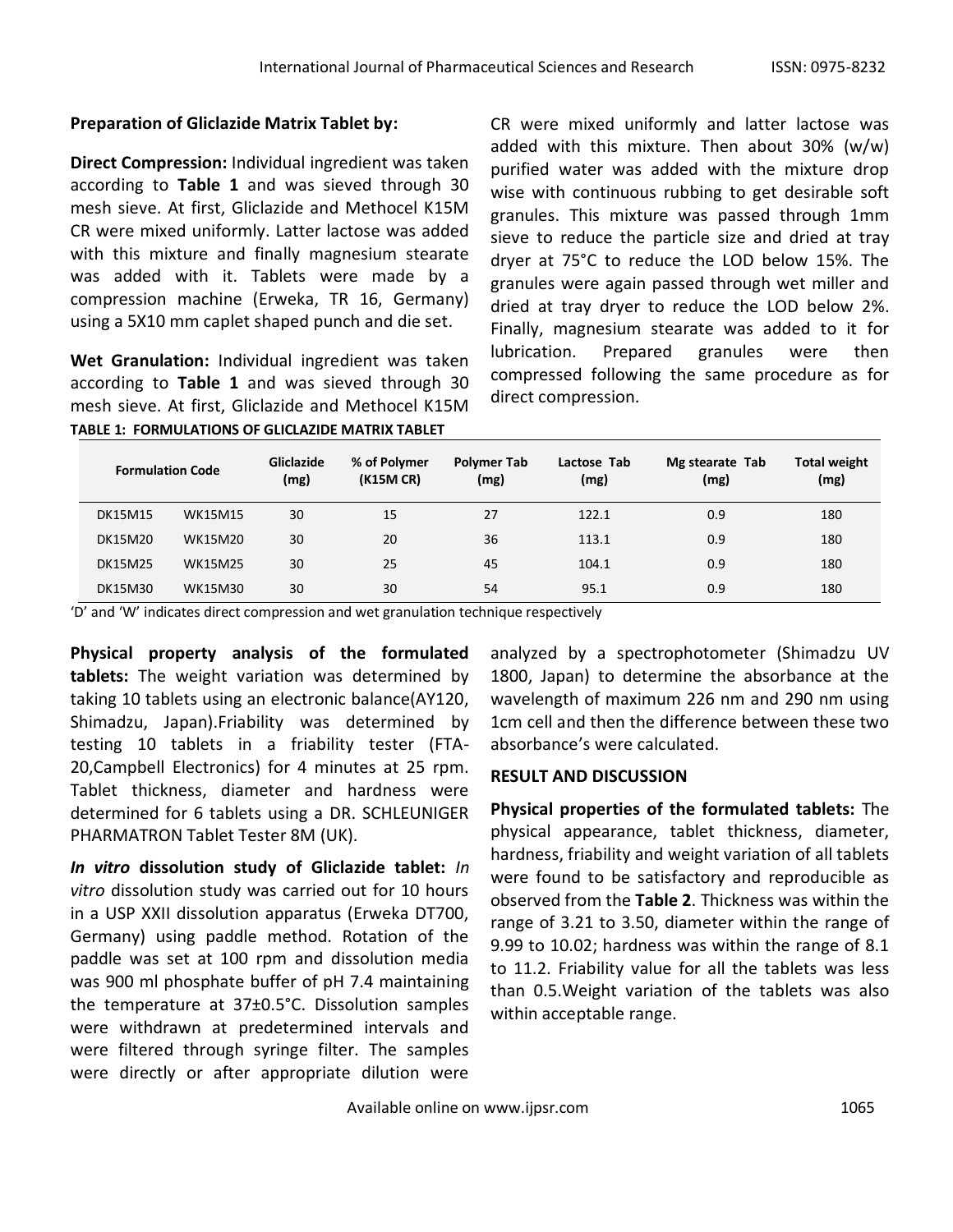**Preparation of Gliclazide Matrix Tablet by:**

**Direct Compression:** Individual ingredient was taken according to **Table 1** and was sieved through 30 mesh sieve. At first, Gliclazide and Methocel K15M CR were mixed uniformly. Latter lactose was added with this mixture and finally magnesium stearate was added with it. Tablets were made by a compression machine (Erweka, TR 16, Germany) using a 5X10 mm caplet shaped punch and die set.

**Wet Granulation:** Individual ingredient was taken according to **Table 1** and was sieved through 30 mesh sieve. At first, Gliclazide and Methocel K15M CR were mixed uniformly and latter lactose was added with this mixture. Then about 30% (w/w) purified water was added with the mixture drop wise with continuous rubbing to get desirable soft granules. This mixture was passed through 1mm sieve to reduce the particle size and dried at tray dryer at 75°C to reduce the LOD below 15%. The granules were again passed through wet miller and dried at tray dryer to reduce the LOD below 2%. Finally, magnesium stearate was added to it for lubrication. Prepared granules were then compressed following the same procedure as for direct compression.

**TABLE 1: FORMULATIONS OF GLICLAZIDE MATRIX TABLET**

| Formulation Code | | Gliclazide (mg) | % of Polymer (K15M CR) | Polymer Tab (mg) | Lactose Tab (mg) | Mg stearate Tab (mg) | Total weight (mg) |
|---|---|---|---|---|---|---|---|
| DK15M15 | WK15M15 | 30 | 15 | 27 | 122.1 | 0.9 | 180 |
| DK15M20 | WK15M20 | 30 | 20 | 36 | 113.1 | 0.9 | 180 |
| DK15M25 | WK15M25 | 30 | 25 | 45 | 104.1 | 0.9 | 180 |
| DK15M30 | WK15M30 | 30 | 30 | 54 | 95.1 | 0.9 | 180 |

'D' and 'W' indicates direct compression and wet granulation technique respectively

**Physical property analysis of the formulated tablets:** The weight variation was determined by taking 10 tablets using an electronic balance(AY120, Shimadzu, Japan).Friability was determined by testing 10 tablets in a friability tester (FTA-20,Campbell Electronics) for 4 minutes at 25 rpm. Tablet thickness, diameter and hardness were determined for 6 tablets using a DR. SCHLEUNIGER PHARMATRON Tablet Tester 8M (UK).

***In vitro* dissolution study of Gliclazide tablet:** *In vitro* dissolution study was carried out for 10 hours in a USP XXII dissolution apparatus (Erweka DT700, Germany) using paddle method. Rotation of the paddle was set at 100 rpm and dissolution media was 900 ml phosphate buffer of pH 7.4 maintaining the temperature at 37±0.5°C. Dissolution samples were withdrawn at predetermined intervals and were filtered through syringe filter. The samples were directly or after appropriate dilution were analyzed by a spectrophotometer (Shimadzu UV 1800, Japan) to determine the absorbance at the wavelength of maximum 226 nm and 290 nm using 1cm cell and then the difference between these two absorbance's were calculated.

## RESULT AND DISCUSSION

**Physical properties of the formulated tablets:** The physical appearance, tablet thickness, diameter, hardness, friability and weight variation of all tablets were found to be satisfactory and reproducible as observed from the **Table 2**. Thickness was within the range of 3.21 to 3.50, diameter within the range of 9.99 to 10.02; hardness was within the range of 8.1 to 11.2. Friability value for all the tablets was less than 0.5.Weight variation of the tablets was also within acceptable range.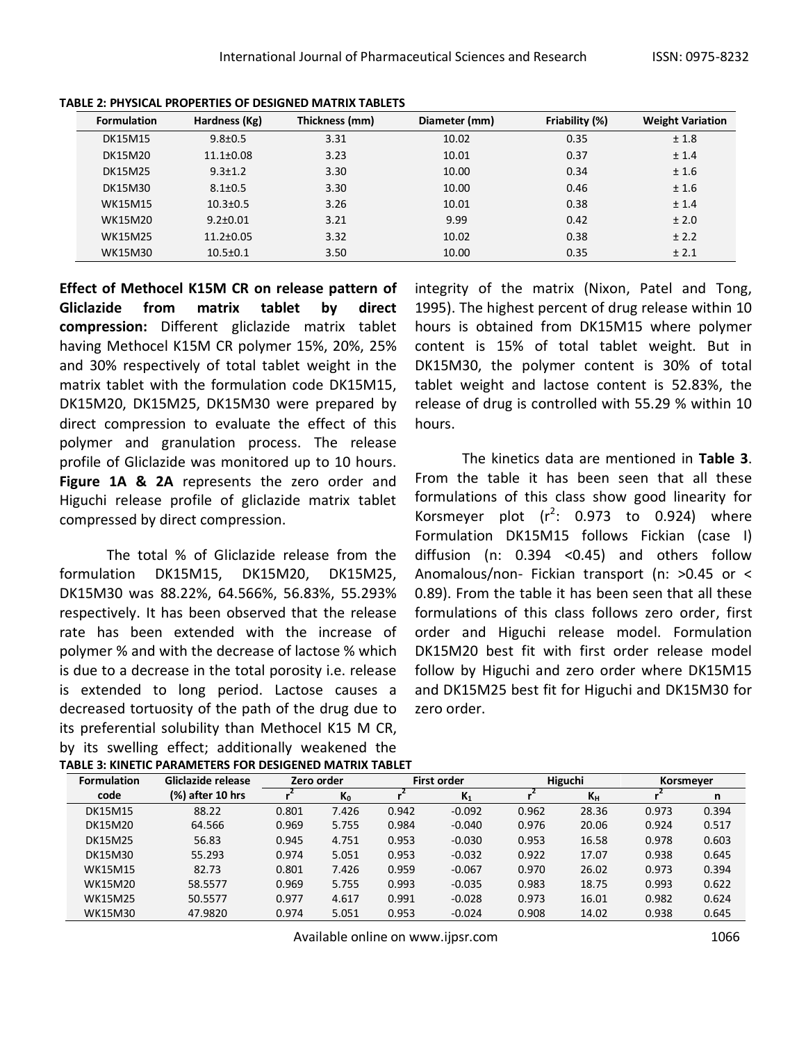**TABLE 2: PHYSICAL PROPERTIES OF DESIGNED MATRIX TABLETS**

| Formulation | Hardness (Kg) | Thickness (mm) | Diameter (mm) | Friability (%) | Weight Variation |
|---|---|---|---|---|---|
| DK15M15 | 9.8±0.5 | 3.31 | 10.02 | 0.35 | ± 1.8 |
| DK15M20 | 11.1±0.08 | 3.23 | 10.01 | 0.37 | ± 1.4 |
| DK15M25 | 9.3±1.2 | 3.30 | 10.00 | 0.34 | ± 1.6 |
| DK15M30 | 8.1±0.5 | 3.30 | 10.00 | 0.46 | ± 1.6 |
| WK15M15 | 10.3±0.5 | 3.26 | 10.01 | 0.38 | ± 1.4 |
| WK15M20 | 9.2±0.01 | 3.21 | 9.99 | 0.42 | ± 2.0 |
| WK15M25 | 11.2±0.05 | 3.32 | 10.02 | 0.38 | ± 2.2 |
| WK15M30 | 10.5±0.1 | 3.50 | 10.00 | 0.35 | ± 2.1 |

**Effect of Methocel K15M CR on release pattern of Gliclazide from matrix tablet by direct compression:** Different gliclazide matrix tablet having Methocel K15M CR polymer 15%, 20%, 25% and 30% respectively of total tablet weight in the matrix tablet with the formulation code DK15M15, DK15M20, DK15M25, DK15M30 were prepared by direct compression to evaluate the effect of this polymer and granulation process. The release profile of Gliclazide was monitored up to 10 hours. **Figure 1A & 2A** represents the zero order and Higuchi release profile of gliclazide matrix tablet compressed by direct compression.

The total % of Gliclazide release from the formulation DK15M15, DK15M20, DK15M25, DK15M30 was 88.22%, 64.566%, 56.83%, 55.293% respectively. It has been observed that the release rate has been extended with the increase of polymer % and with the decrease of lactose % which is due to a decrease in the total porosity i.e. release is extended to long period. Lactose causes a decreased tortuosity of the path of the drug due to its preferential solubility than Methocel K15 M CR, by its swelling effect; additionally weakened the integrity of the matrix (Nixon, Patel and Tong, 1995). The highest percent of drug release within 10 hours is obtained from DK15M15 where polymer content is 15% of total tablet weight. But in DK15M30, the polymer content is 30% of total tablet weight and lactose content is 52.83%, the release of drug is controlled with 55.29 % within 10 hours.

The kinetics data are mentioned in **Table 3**. From the table it has been seen that all these formulations of this class show good linearity for Korsmeyer plot ($r^2$: 0.973 to 0.924) where Formulation DK15M15 follows Fickian (case I) diffusion (n: 0.394 <0.45) and others follow Anomalous/non- Fickian transport (n: >0.45 or < 0.89). From the table it has been seen that all these formulations of this class follows zero order, first order and Higuchi release model. Formulation DK15M20 best fit with first order release model follow by Higuchi and zero order where DK15M15 and DK15M25 best fit for Higuchi and DK15M30 for zero order.

**TABLE 3: KINETIC PARAMETERS FOR DESIGENED MATRIX TABLET**

| Formulation code | Gliclazide release (%) after 10 hrs | Zero order | | First order | | Higuchi | | Korsmeyer | |
|---|---|---|---|---|---|---|---|---|---|
| | | $r^2$ | $K_0$ | $r^2$ | $K_1$ | $r^2$ | $K_H$ | $r^2$ | n |
| DK15M15 | 88.22 | 0.801 | 7.426 | 0.942 | -0.092 | 0.962 | 28.36 | 0.973 | 0.394 |
| DK15M20 | 64.566 | 0.969 | 5.755 | 0.984 | -0.040 | 0.976 | 20.06 | 0.924 | 0.517 |
| DK15M25 | 56.83 | 0.945 | 4.751 | 0.953 | -0.030 | 0.953 | 16.58 | 0.978 | 0.603 |
| DK15M30 | 55.293 | 0.974 | 5.051 | 0.953 | -0.032 | 0.922 | 17.07 | 0.938 | 0.645 |
| WK15M15 | 82.73 | 0.801 | 7.426 | 0.959 | -0.067 | 0.970 | 26.02 | 0.973 | 0.394 |
| WK15M20 | 58.5577 | 0.969 | 5.755 | 0.993 | -0.035 | 0.983 | 18.75 | 0.993 | 0.622 |
| WK15M25 | 50.5577 | 0.977 | 4.617 | 0.991 | -0.028 | 0.973 | 16.01 | 0.982 | 0.624 |
| WK15M30 | 47.9820 | 0.974 | 5.051 | 0.953 | -0.024 | 0.908 | 14.02 | 0.938 | 0.645 |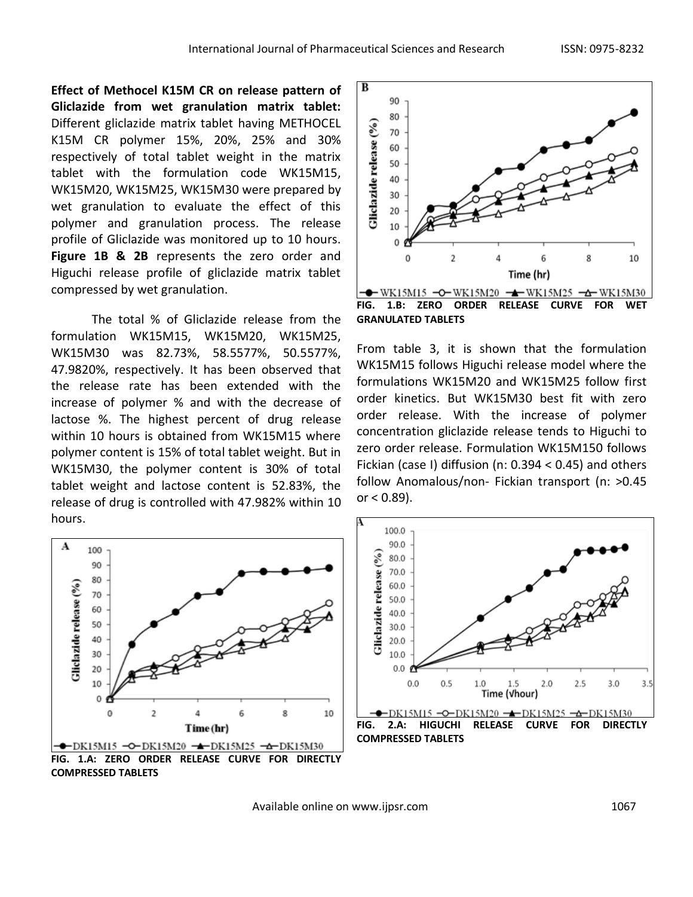**Effect of Methocel K15M CR on release pattern of Gliclazide from wet granulation matrix tablet:** Different gliclazide matrix tablet having METHOCEL K15M CR polymer 15%, 20%, 25% and 30% respectively of total tablet weight in the matrix tablet with the formulation code WK15M15, WK15M20, WK15M25, WK15M30 were prepared by wet granulation to evaluate the effect of this polymer and granulation process. The release profile of Gliclazide was monitored up to 10 hours. **Figure 1B & 2B** represents the zero order and Higuchi release profile of gliclazide matrix tablet compressed by wet granulation.

The total % of Gliclazide release from the formulation WK15M15, WK15M20, WK15M25, WK15M30 was 82.73%, 58.5577%, 50.5577%, 47.9820%, respectively. It has been observed that the release rate has been extended with the increase of polymer % and with the decrease of lactose %. The highest percent of drug release within 10 hours is obtained from WK15M15 where polymer content is 15% of total tablet weight. But in WK15M30, the polymer content is 30% of total tablet weight and lactose content is 52.83%, the release of drug is controlled with 47.982% within 10 hours.

**FIG. 1.A: ZERO ORDER RELEASE CURVE FOR DIRECTLY COMPRESSED TABLETS**

**FIG. 1.B: ZERO ORDER RELEASE CURVE FOR WET GRANULATED TABLETS**

From table 3, it is shown that the formulation WK15M15 follows Higuchi release model where the formulations WK15M20 and WK15M25 follow first order kinetics. But WK15M30 best fit with zero order release. With the increase of polymer concentration gliclazide release tends to Higuchi to zero order release. Formulation WK15M150 follows Fickian (case I) diffusion (n: 0.394 < 0.45) and others follow Anomalous/non- Fickian transport (n: >0.45 or < 0.89).

**FIG. 2.A: HIGUCHI RELEASE CURVE FOR DIRECTLY COMPRESSED TABLETS**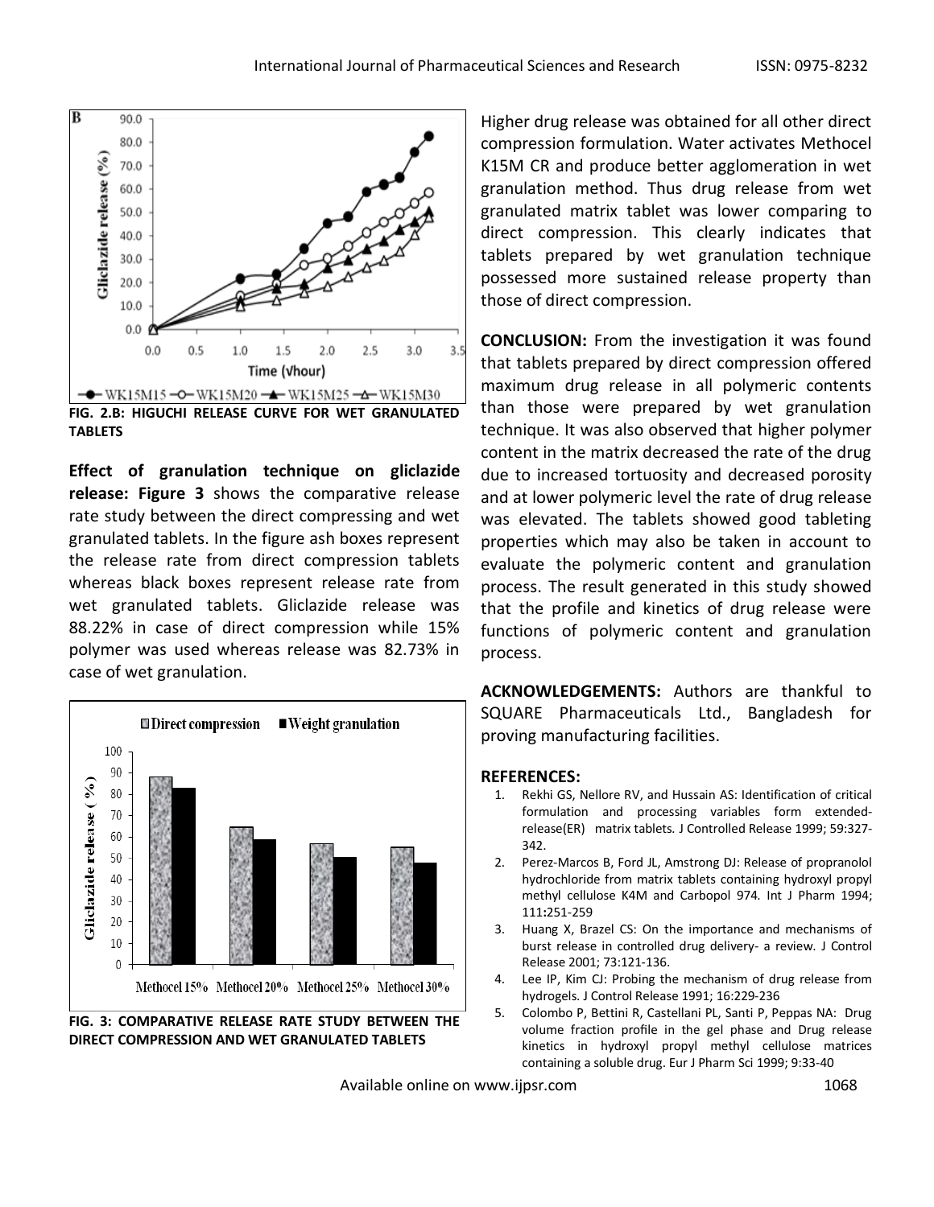B

90.0
80.0
70.0
60.0
50.0
40.0
30.0
20.0
10.0
0.0

Gliclazide release (%)

0.0 0.5 1.0 1.5 2.0 2.5 3.0 3.5

Time (√hour)

WK15M15 WK15M20 WK15M25 WK15M30

**FIG. 2.B: HIGUCHI RELEASE CURVE FOR WET GRANULATED TABLETS**

**Effect of granulation technique on gliclazide release: Figure 3** shows the comparative release rate study between the direct compressing and wet granulated tablets. In the figure ash boxes represent the release rate from direct compression tablets whereas black boxes represent release rate from wet granulated tablets. Gliclazide release was 88.22% in case of direct compression while 15% polymer was used whereas release was 82.73% in case of wet granulation.

Direct compression Weight granulation

100
90
80
70
60
50
40
30
20
10
0

Gliclazide release ( %)

Methocel 15% Methocel 20% Methocel 25% Methocel 30%

**FIG. 3: COMPARATIVE RELEASE RATE STUDY BETWEEN THE DIRECT COMPRESSION AND WET GRANULATED TABLETS**

Higher drug release was obtained for all other direct compression formulation. Water activates Methocel K15M CR and produce better agglomeration in wet granulation method. Thus drug release from wet granulated matrix tablet was lower comparing to direct compression. This clearly indicates that tablets prepared by wet granulation technique possessed more sustained release property than those of direct compression.

**CONCLUSION:** From the investigation it was found that tablets prepared by direct compression offered maximum drug release in all polymeric contents than those were prepared by wet granulation technique. It was also observed that higher polymer content in the matrix decreased the rate of the drug due to increased tortuosity and decreased porosity and at lower polymeric level the rate of drug release was elevated. The tablets showed good tableting properties which may also be taken in account to evaluate the polymeric content and granulation process. The result generated in this study showed that the profile and kinetics of drug release were functions of polymeric content and granulation process.

**ACKNOWLEDGEMENTS:** Authors are thankful to SQUARE Pharmaceuticals Ltd., Bangladesh for proving manufacturing facilities.

**REFERENCES:**

1. Rekhi GS, Nellore RV, and Hussain AS: Identification of critical formulation and processing variables form extended-release(ER) matrix tablets. J Controlled Release 1999; 59:327-342.
2. Perez-Marcos B, Ford JL, Amstrong DJ: Release of propranolol hydrochloride from matrix tablets containing hydroxyl propyl methyl cellulose K4M and Carbopol 974. Int J Pharm 1994; 111:251-259
3. Huang X, Brazel CS: On the importance and mechanisms of burst release in controlled drug delivery- a review. J Control Release 2001; 73:121-136.
4. Lee IP, Kim CJ: Probing the mechanism of drug release from hydrogels. J Control Release 1991; 16:229-236
5. Colombo P, Bettini R, Castellani PL, Santi P, Peppas NA: Drug volume fraction profile in the gel phase and Drug release kinetics in hydroxyl propyl methyl cellulose matrices containing a soluble drug. Eur J Pharm Sci 1999; 9:33-40